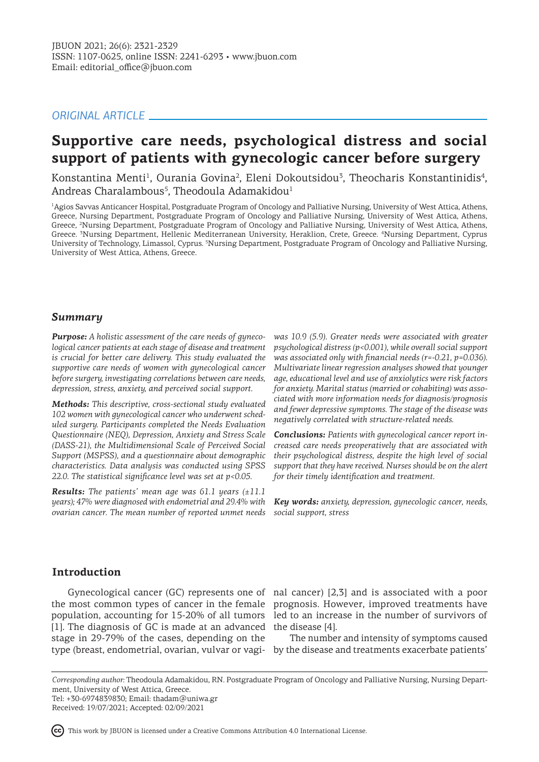JBUON 2021; 26(6): 2321-2329
ISSN: 1107-0625, online ISSN: 2241-6293 • www.jbuon.com
Email: editorial_office@jbuon.com

*ORIGINAL ARTICLE*

# Supportive care needs, psychological distress and social support of patients with gynecologic cancer before surgery

Konstantina Menti[1], Ourania Govina[2], Eleni Dokoutsidou[3], Theocharis Konstantinidis[4], Andreas Charalambous[5], Theodoula Adamakidou[1]

[1]Agios Savvas Anticancer Hospital, Postgraduate Program of Oncology and Palliative Nursing, University of West Attica, Athens, Greece, Nursing Department, Postgraduate Program of Oncology and Palliative Nursing, University of West Attica, Athens, Greece, [2]Nursing Department, Postgraduate Program of Oncology and Palliative Nursing, University of West Attica, Athens, Greece. [3]Nursing Department, Hellenic Mediterranean University, Heraklion, Crete, Greece. [4]Nursing Department, Cyprus University of Technology, Limassol, Cyprus. [5]Nursing Department, Postgraduate Program of Oncology and Palliative Nursing, University of West Attica, Athens, Greece.

## Summary

***Purpose:*** *A holistic assessment of the care needs of gynecological cancer patients at each stage of disease and treatment is crucial for better care delivery. This study evaluated the supportive care needs of women with gynecological cancer before surgery, investigating correlations between care needs, depression, stress, anxiety, and perceived social support.*

***Methods:*** *This descriptive, cross-sectional study evaluated 102 women with gynecological cancer who underwent scheduled surgery. Participants completed the Needs Evaluation Questionnaire (NEQ), Depression, Anxiety and Stress Scale (DASS-21), the Multidimensional Scale of Perceived Social Support (MSPSS), and a questionnaire about demographic characteristics. Data analysis was conducted using SPSS 22.0. The statistical significance level was set at $p<0.05$.*

***Results:*** *The patients' mean age was 61.1 years (±11.1 years); 47% were diagnosed with endometrial and 29.4% with ovarian cancer. The mean number of reported unmet needs was 10.9 (5.9). Greater needs were associated with greater psychological distress ($p<0.001$), while overall social support was associated only with financial needs ($r=-0.21$, $p=0.036$). Multivariate linear regression analyses showed that younger age, educational level and use of anxiolytics were risk factors for anxiety. Marital status (married or cohabiting) was associated with more information needs for diagnosis/prognosis and fewer depressive symptoms. The stage of the disease was negatively correlated with structure-related needs.*

***Conclusions:*** *Patients with gynecological cancer report increased care needs preoperatively that are associated with their psychological distress, despite the high level of social support that they have received. Nurses should be on the alert for their timely identification and treatment.*

***Key words:*** *anxiety, depression, gynecologic cancer, needs, social support, stress*

## Introduction

Gynecological cancer (GC) represents one of the most common types of cancer in the female population, accounting for 15-20% of all tumors [1]. The diagnosis of GC is made at an advanced stage in 29-79% of the cases, depending on the type (breast, endometrial, ovarian, vulvar or vaginal cancer) [2,3] and is associated with a poor prognosis. However, improved treatments have led to an increase in the number of survivors of the disease [4].

The number and intensity of symptoms caused by the disease and treatments exacerbate patients'

*Corresponding author:* Theodoula Adamakidou, RN. Postgraduate Program of Oncology and Palliative Nursing, Nursing Department, University of West Attica, Greece.
Tel: +30-6974839830; Email: thadam@uniwa.gr
Received: 19/07/2021; Accepted: 02/09/2021

This work by JBUON is licensed under a Creative Commons Attribution 4.0 International License.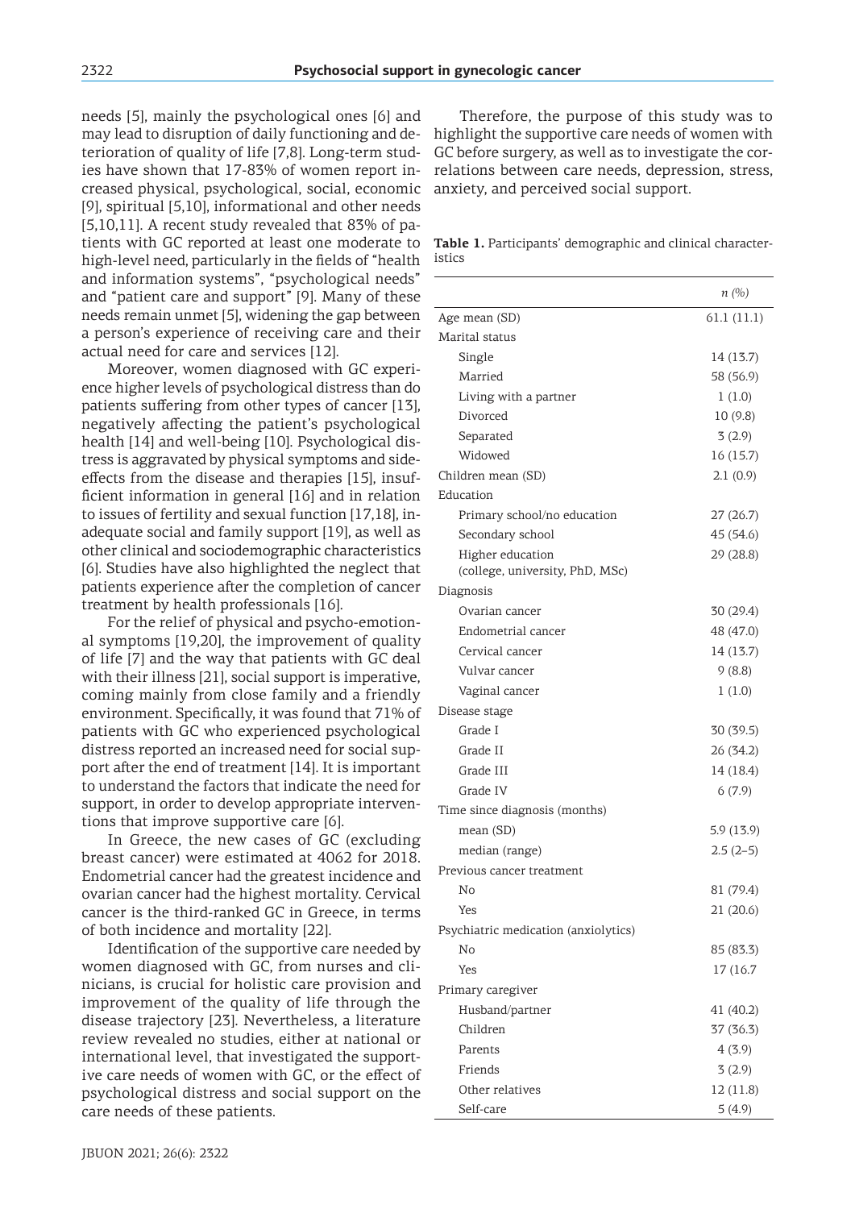needs [5], mainly the psychological ones [6] and may lead to disruption of daily functioning and deterioration of quality of life [7,8]. Long-term studies have shown that 17-83% of women report increased physical, psychological, social, economic [9], spiritual [5,10], informational and other needs [5,10,11]. A recent study revealed that 83% of patients with GC reported at least one moderate to high-level need, particularly in the fields of "health and information systems", "psychological needs" and "patient care and support" [9]. Many of these needs remain unmet [5], widening the gap between a person's experience of receiving care and their actual need for care and services [12].

Moreover, women diagnosed with GC experience higher levels of psychological distress than do patients suffering from other types of cancer [13], negatively affecting the patient's psychological health [14] and well-being [10]. Psychological distress is aggravated by physical symptoms and side-effects from the disease and therapies [15], insufficient information in general [16] and in relation to issues of fertility and sexual function [17,18], inadequate social and family support [19], as well as other clinical and sociodemographic characteristics [6]. Studies have also highlighted the neglect that patients experience after the completion of cancer treatment by health professionals [16].

For the relief of physical and psycho-emotional symptoms [19,20], the improvement of quality of life [7] and the way that patients with GC deal with their illness [21], social support is imperative, coming mainly from close family and a friendly environment. Specifically, it was found that 71% of patients with GC who experienced psychological distress reported an increased need for social support after the end of treatment [14]. It is important to understand the factors that indicate the need for support, in order to develop appropriate interventions that improve supportive care [6].

In Greece, the new cases of GC (excluding breast cancer) were estimated at 4062 for 2018. Endometrial cancer had the greatest incidence and ovarian cancer had the highest mortality. Cervical cancer is the third-ranked GC in Greece, in terms of both incidence and mortality [22].

Identification of the supportive care needed by women diagnosed with GC, from nurses and clinicians, is crucial for holistic care provision and improvement of the quality of life through the disease trajectory [23]. Nevertheless, a literature review revealed no studies, either at national or international level, that investigated the supportive care needs of women with GC, or the effect of psychological distress and social support on the care needs of these patients.

Therefore, the purpose of this study was to highlight the supportive care needs of women with GC before surgery, as well as to investigate the correlations between care needs, depression, stress, anxiety, and perceived social support.

**Table 1.** Participants' demographic and clinical characteristics

| | *n (%)* |
|---|---|
| Age mean (SD) | 61.1 (11.1) |
| Marital status | |
| Single | 14 (13.7) |
| Married | 58 (56.9) |
| Living with a partner | 1 (1.0) |
| Divorced | 10 (9.8) |
| Separated | 3 (2.9) |
| Widowed | 16 (15.7) |
| Children mean (SD) | 2.1 (0.9) |
| Education | |
| Primary school/no education | 27 (26.7) |
| Secondary school | 45 (54.6) |
| Higher education (college, university, PhD, MSc) | 29 (28.8) |
| Diagnosis | |
| Ovarian cancer | 30 (29.4) |
| Endometrial cancer | 48 (47.0) |
| Cervical cancer | 14 (13.7) |
| Vulvar cancer | 9 (8.8) |
| Vaginal cancer | 1 (1.0) |
| Disease stage | |
| Grade I | 30 (39.5) |
| Grade II | 26 (34.2) |
| Grade III | 14 (18.4) |
| Grade IV | 6 (7.9) |
| Time since diagnosis (months) | |
| mean (SD) | 5.9 (13.9) |
| median (range) | 2.5 (2–5) |
| Previous cancer treatment | |
| No | 81 (79.4) |
| Yes | 21 (20.6) |
| Psychiatric medication (anxiolytics) | |
| No | 85 (83.3) |
| Yes | 17 (16.7 |
| Primary caregiver | |
| Husband/partner | 41 (40.2) |
| Children | 37 (36.3) |
| Parents | 4 (3.9) |
| Friends | 3 (2.9) |
| Other relatives | 12 (11.8) |
| Self-care | 5 (4.9) |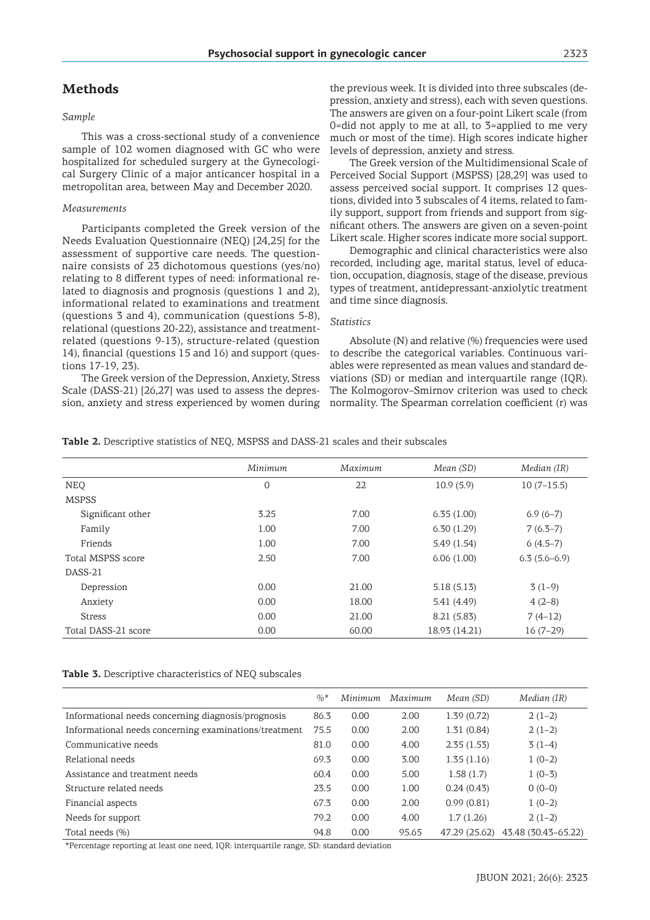## Methods

### *Sample*

This was a cross-sectional study of a convenience sample of 102 women diagnosed with GC who were hospitalized for scheduled surgery at the Gynecological Surgery Clinic of a major anticancer hospital in a metropolitan area, between May and December 2020.

### *Measurements*

Participants completed the Greek version of the Needs Evaluation Questionnaire (NEQ) [24,25] for the assessment of supportive care needs. The questionnaire consists of 23 dichotomous questions (yes/no) relating to 8 different types of need: informational related to diagnosis and prognosis (questions 1 and 2), informational related to examinations and treatment (questions 3 and 4), communication (questions 5-8), relational (questions 20-22), assistance and treatment-related (questions 9-13), structure-related (question 14), financial (questions 15 and 16) and support (questions 17-19, 23).

The Greek version of the Depression, Anxiety, Stress Scale (DASS-21) [26,27] was used to assess the depression, anxiety and stress experienced by women during the previous week. It is divided into three subscales (depression, anxiety and stress), each with seven questions. The answers are given on a four-point Likert scale (from 0=did not apply to me at all, to 3=applied to me very much or most of the time). High scores indicate higher levels of depression, anxiety and stress.

The Greek version of the Multidimensional Scale of Perceived Social Support (MSPSS) [28,29] was used to assess perceived social support. It comprises 12 questions, divided into 3 subscales of 4 items, related to family support, support from friends and support from significant others. The answers are given on a seven-point Likert scale. Higher scores indicate more social support.

Demographic and clinical characteristics were also recorded, including age, marital status, level of education, occupation, diagnosis, stage of the disease, previous types of treatment, antidepressant-anxiolytic treatment and time since diagnosis.

### *Statistics*

Absolute (N) and relative (%) frequencies were used to describe the categorical variables. Continuous variables were represented as mean values and standard deviations (SD) or median and interquartile range (IQR). The Kolmogorov–Smirnov criterion was used to check normality. The Spearman correlation coefficient (r) was

**Table 2.** Descriptive statistics of NEQ, MSPSS and DASS-21 scales and their subscales

| | *Minimum* | *Maximum* | *Mean (SD)* | *Median (IR)* |
|---|---|---|---|---|
| NEQ | 0 | 22 | 10.9 (5.9) | 10 (7–15.5) |
| MSPSS | | | | |
| Significant other | 3.25 | 7.00 | 6.35 (1.00) | 6.9 (6–7) |
| Family | 1.00 | 7.00 | 6.30 (1.29) | 7 (6.3–7) |
| Friends | 1.00 | 7.00 | 5.49 (1.54) | 6 (4.5–7) |
| Total MSPSS score | 2.50 | 7.00 | 6.06 (1.00) | 6.3 (5.6–6.9) |
| DASS-21 | | | | |
| Depression | 0.00 | 21.00 | 5.18 (5.13) | 3 (1–9) |
| Anxiety | 0.00 | 18.00 | 5.41 (4.49) | 4 (2–8) |
| Stress | 0.00 | 21.00 | 8.21 (5.83) | 7 (4–12) |
| Total DASS-21 score | 0.00 | 60.00 | 18.93 (14.21) | 16 (7–29) |

**Table 3.** Descriptive characteristics of NEQ subscales

| | *%\** | *Minimum* | *Maximum* | *Mean (SD)* | *Median (IR)* |
|---|---|---|---|---|---|
| Informational needs concerning diagnosis/prognosis | 86.3 | 0.00 | 2.00 | 1.39 (0.72) | 2 (1–2) |
| Informational needs concerning examinations/treatment | 75.5 | 0.00 | 2.00 | 1.31 (0.84) | 2 (1–2) |
| Communicative needs | 81.0 | 0.00 | 4.00 | 2.35 (1.53) | 3 (1–4) |
| Relational needs | 69.3 | 0.00 | 3.00 | 1.35 (1.16) | 1 (0–2) |
| Assistance and treatment needs | 60.4 | 0.00 | 5.00 | 1.58 (1.7) | 1 (0–3) |
| Structure related needs | 23.5 | 0.00 | 1.00 | 0.24 (0.43) | 0 (0–0) |
| Financial aspects | 67.3 | 0.00 | 2.00 | 0.99 (0.81) | 1 (0–2) |
| Needs for support | 79.2 | 0.00 | 4.00 | 1.7 (1.26) | 2 (1–2) |
| Total needs (%) | 94.8 | 0.00 | 95.65 | 47.29 (25.62) | 43.48 (30.43–65.22) |

\*Percentage reporting at least one need, IQR: interquartile range, SD: standard deviation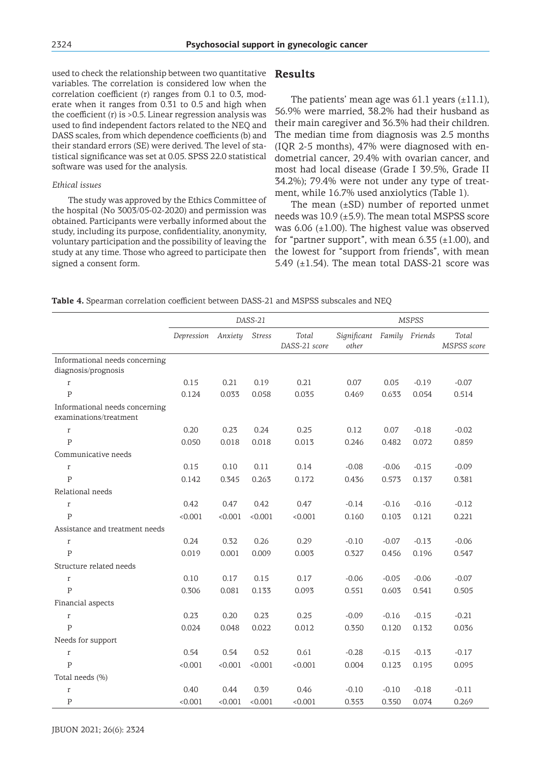used to check the relationship between two quantitative variables. The correlation is considered low when the correlation coefficient (r) ranges from 0.1 to 0.3, moderate when it ranges from 0.31 to 0.5 and high when the coefficient (r) is >0.5. Linear regression analysis was used to find independent factors related to the NEQ and DASS scales, from which dependence coefficients (b) and their standard errors (SE) were derived. The level of statistical significance was set at 0.05. SPSS 22.0 statistical software was used for the analysis.

*Ethical issues*

The study was approved by the Ethics Committee of the hospital (No 3003/05-02-2020) and permission was obtained. Participants were verbally informed about the study, including its purpose, confidentiality, anonymity, voluntary participation and the possibility of leaving the study at any time. Those who agreed to participate then signed a consent form.

## Results

The patients' mean age was 61.1 years (±11.1), 56.9% were married, 38.2% had their husband as their main caregiver and 36.3% had their children. The median time from diagnosis was 2.5 months (IQR 2-5 months), 47% were diagnosed with endometrial cancer, 29.4% with ovarian cancer, and most had local disease (Grade I 39.5%, Grade II 34.2%); 79.4% were not under any type of treatment, while 16.7% used anxiolytics (Table 1).

The mean (±SD) number of reported unmet needs was 10.9 (±5.9). The mean total MSPSS score was 6.06 (±1.00). The highest value was observed for "partner support", with mean 6.35 (±1.00), and the lowest for "support from friends", with mean 5.49 (±1.54). The mean total DASS-21 score was

**Table 4.** Spearman correlation coefficient between DASS-21 and MSPSS subscales and NEQ

| | *DASS-21* | | | | *MSPSS* | | | |
|---|---|---|---|---|---|---|---|---|
| | *Depression* | *Anxiety* | *Stress* | *Total DASS-21 score* | *Significant other* | *Family* | *Friends* | *Total MSPSS score* |
| Informational needs concerning diagnosis/prognosis | | | | | | | | |
| r | 0.15 | 0.21 | 0.19 | 0.21 | 0.07 | 0.05 | -0.19 | -0.07 |
| P | 0.124 | 0.033 | 0.058 | 0.035 | 0.469 | 0.633 | 0.054 | 0.514 |
| Informational needs concerning examinations/treatment | | | | | | | | |
| r | 0.20 | 0.23 | 0.24 | 0.25 | 0.12 | 0.07 | -0.18 | -0.02 |
| P | 0.050 | 0.018 | 0.018 | 0.013 | 0.246 | 0.482 | 0.072 | 0.859 |
| Communicative needs | | | | | | | | |
| r | 0.15 | 0.10 | 0.11 | 0.14 | -0.08 | -0.06 | -0.15 | -0.09 |
| P | 0.142 | 0.345 | 0.263 | 0.172 | 0.436 | 0.573 | 0.137 | 0.381 |
| Relational needs | | | | | | | | |
| r | 0.42 | 0.47 | 0.42 | 0.47 | -0.14 | -0.16 | -0.16 | -0.12 |
| P | <0.001 | <0.001 | <0.001 | <0.001 | 0.160 | 0.103 | 0.121 | 0.221 |
| Assistance and treatment needs | | | | | | | | |
| r | 0.24 | 0.32 | 0.26 | 0.29 | -0.10 | -0.07 | -0.13 | -0.06 |
| P | 0.019 | 0.001 | 0.009 | 0.003 | 0.327 | 0.456 | 0.196 | 0.547 |
| Structure related needs | | | | | | | | |
| r | 0.10 | 0.17 | 0.15 | 0.17 | -0.06 | -0.05 | -0.06 | -0.07 |
| P | 0.306 | 0.081 | 0.133 | 0.093 | 0.551 | 0.603 | 0.541 | 0.505 |
| Financial aspects | | | | | | | | |
| r | 0.23 | 0.20 | 0.23 | 0.25 | -0.09 | -0.16 | -0.15 | -0.21 |
| P | 0.024 | 0.048 | 0.022 | 0.012 | 0.350 | 0.120 | 0.132 | 0.036 |
| Needs for support | | | | | | | | |
| r | 0.54 | 0.54 | 0.52 | 0.61 | -0.28 | -0.15 | -0.13 | -0.17 |
| P | <0.001 | <0.001 | <0.001 | <0.001 | 0.004 | 0.123 | 0.195 | 0.095 |
| Total needs (%) | | | | | | | | |
| r | 0.40 | 0.44 | 0.39 | 0.46 | -0.10 | -0.10 | -0.18 | -0.11 |
| P | <0.001 | <0.001 | <0.001 | <0.001 | 0.353 | 0.350 | 0.074 | 0.269 |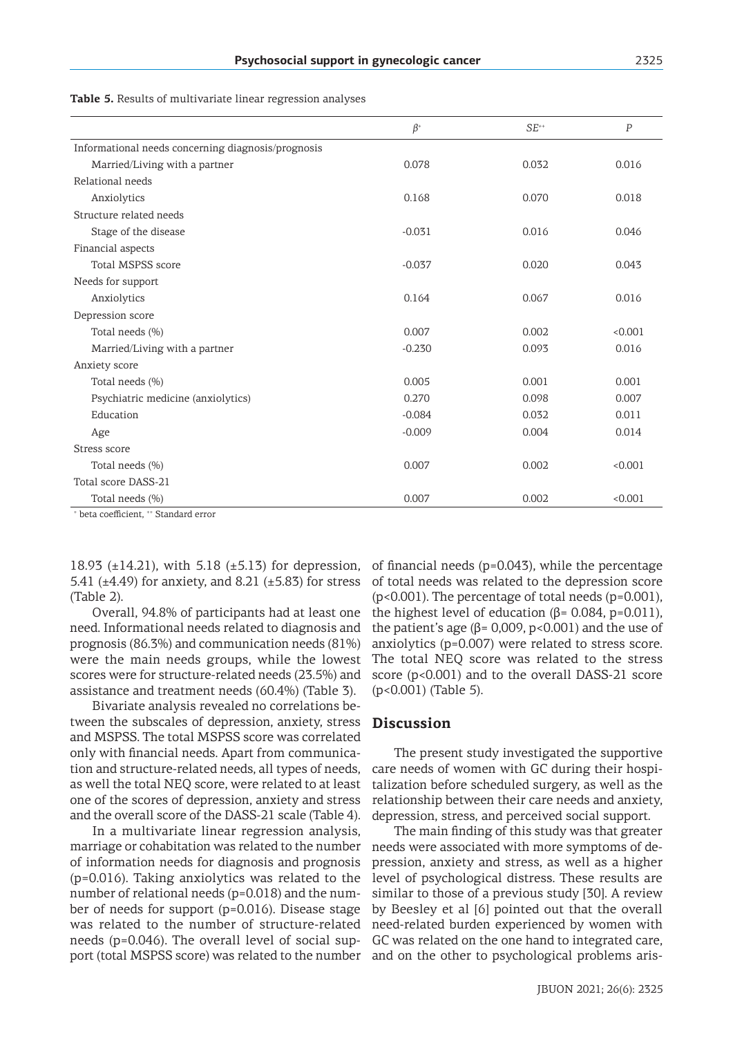**Table 5.** Results of multivariate linear regression analyses

| | $\beta^{+}$ | $SE^{++}$ | $P$ |
|---|---|---|---|
| Informational needs concerning diagnosis/prognosis | | | |
| Married/Living with a partner | 0.078 | 0.032 | 0.016 |
| Relational needs | | | |
| Anxiolytics | 0.168 | 0.070 | 0.018 |
| Structure related needs | | | |
| Stage of the disease | -0.031 | 0.016 | 0.046 |
| Financial aspects | | | |
| Total MSPSS score | -0.037 | 0.020 | 0.043 |
| Needs for support | | | |
| Anxiolytics | 0.164 | 0.067 | 0.016 |
| Depression score | | | |
| Total needs (%) | 0.007 | 0.002 | <0.001 |
| Married/Living with a partner | -0.230 | 0.093 | 0.016 |
| Anxiety score | | | |
| Total needs (%) | 0.005 | 0.001 | 0.001 |
| Psychiatric medicine (anxiolytics) | 0.270 | 0.098 | 0.007 |
| Education | -0.084 | 0.032 | 0.011 |
| Age | -0.009 | 0.004 | 0.014 |
| Stress score | | | |
| Total needs (%) | 0.007 | 0.002 | <0.001 |
| Total score DASS-21 | | | |
| Total needs (%) | 0.007 | 0.002 | <0.001 |

[+] beta coefficient, [++] Standard error

18.93 (±14.21), with 5.18 (±5.13) for depression, 5.41 (±4.49) for anxiety, and 8.21 (±5.83) for stress (Table 2).

Overall, 94.8% of participants had at least one need. Informational needs related to diagnosis and prognosis (86.3%) and communication needs (81%) were the main needs groups, while the lowest scores were for structure-related needs (23.5%) and assistance and treatment needs (60.4%) (Table 3).

Bivariate analysis revealed no correlations between the subscales of depression, anxiety, stress and MSPSS. The total MSPSS score was correlated only with financial needs. Apart from communication and structure-related needs, all types of needs, as well the total NEQ score, were related to at least one of the scores of depression, anxiety and stress and the overall score of the DASS-21 scale (Table 4).

In a multivariate linear regression analysis, marriage or cohabitation was related to the number of information needs for diagnosis and prognosis ($p=0.016$). Taking anxiolytics was related to the number of relational needs ($p=0.018$) and the number of needs for support ($p=0.016$). Disease stage was related to the number of structure-related needs ($p=0.046$). The overall level of social support (total MSPSS score) was related to the number of financial needs ($p=0.043$), while the percentage of total needs was related to the depression score ($p<0.001$). The percentage of total needs ($p=0.001$), the highest level of education ($\beta= 0.084$, $p=0.011$), the patient's age ($\beta= 0{,}009$, $p<0.001$) and the use of anxiolytics ($p=0.007$) were related to stress score. The total NEQ score was related to the stress score ($p<0.001$) and to the overall DASS-21 score ($p<0.001$) (Table 5).

## Discussion

The present study investigated the supportive care needs of women with GC during their hospitalization before scheduled surgery, as well as the relationship between their care needs and anxiety, depression, stress, and perceived social support.

The main finding of this study was that greater needs were associated with more symptoms of depression, anxiety and stress, as well as a higher level of psychological distress. These results are similar to those of a previous study [30]. A review by Beesley et al [6] pointed out that the overall need-related burden experienced by women with GC was related on the one hand to integrated care, and on the other to psychological problems aris-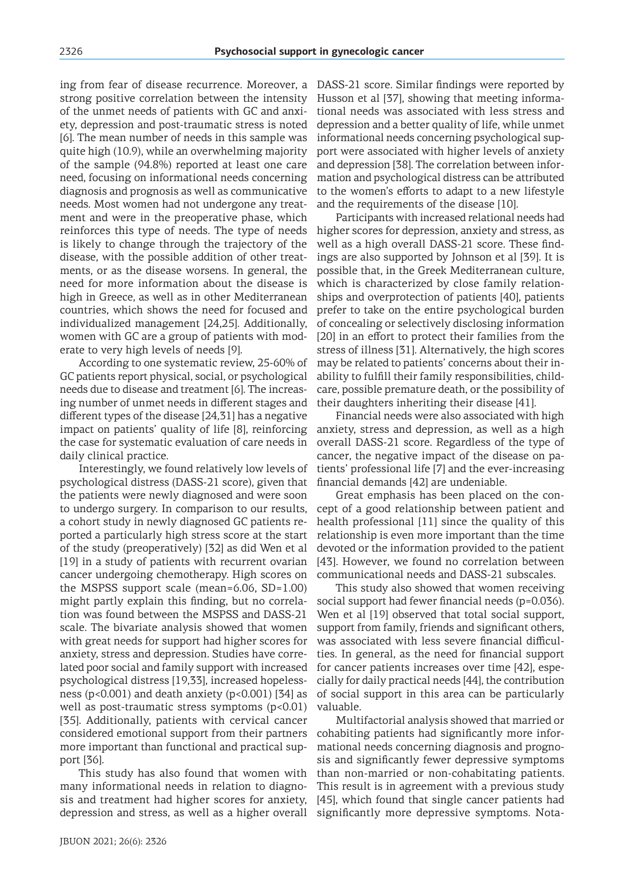ing from fear of disease recurrence. Moreover, a strong positive correlation between the intensity of the unmet needs of patients with GC and anxiety, depression and post-traumatic stress is noted [6]. The mean number of needs in this sample was quite high (10.9), while an overwhelming majority of the sample (94.8%) reported at least one care need, focusing on informational needs concerning diagnosis and prognosis as well as communicative needs. Most women had not undergone any treatment and were in the preoperative phase, which reinforces this type of needs. The type of needs is likely to change through the trajectory of the disease, with the possible addition of other treatments, or as the disease worsens. In general, the need for more information about the disease is high in Greece, as well as in other Mediterranean countries, which shows the need for focused and individualized management [24,25]. Additionally, women with GC are a group of patients with moderate to very high levels of needs [9].

According to one systematic review, 25-60% of GC patients report physical, social, or psychological needs due to disease and treatment [6]. The increasing number of unmet needs in different stages and different types of the disease [24,31] has a negative impact on patients' quality of life [8], reinforcing the case for systematic evaluation of care needs in daily clinical practice.

Interestingly, we found relatively low levels of psychological distress (DASS-21 score), given that the patients were newly diagnosed and were soon to undergo surgery. In comparison to our results, a cohort study in newly diagnosed GC patients reported a particularly high stress score at the start of the study (preoperatively) [32] as did Wen et al [19] in a study of patients with recurrent ovarian cancer undergoing chemotherapy. High scores on the MSPSS support scale (mean=6.06, SD=1.00) might partly explain this finding, but no correlation was found between the MSPSS and DASS-21 scale. The bivariate analysis showed that women with great needs for support had higher scores for anxiety, stress and depression. Studies have correlated poor social and family support with increased psychological distress [19,33], increased hopelessness ($p<0.001$) and death anxiety ($p<0.001$) [34] as well as post-traumatic stress symptoms ($p<0.01$) [35]. Additionally, patients with cervical cancer considered emotional support from their partners more important than functional and practical support [36].

This study has also found that women with many informational needs in relation to diagnosis and treatment had higher scores for anxiety, depression and stress, as well as a higher overall DASS-21 score. Similar findings were reported by Husson et al [37], showing that meeting informational needs was associated with less stress and depression and a better quality of life, while unmet informational needs concerning psychological support were associated with higher levels of anxiety and depression [38]. The correlation between information and psychological distress can be attributed to the women's efforts to adapt to a new lifestyle and the requirements of the disease [10].

Participants with increased relational needs had higher scores for depression, anxiety and stress, as well as a high overall DASS-21 score. These findings are also supported by Johnson et al [39]. It is possible that, in the Greek Mediterranean culture, which is characterized by close family relationships and overprotection of patients [40], patients prefer to take on the entire psychological burden of concealing or selectively disclosing information [20] in an effort to protect their families from the stress of illness [31]. Alternatively, the high scores may be related to patients' concerns about their inability to fulfill their family responsibilities, childcare, possible premature death, or the possibility of their daughters inheriting their disease [41].

Financial needs were also associated with high anxiety, stress and depression, as well as a high overall DASS-21 score. Regardless of the type of cancer, the negative impact of the disease on patients' professional life [7] and the ever-increasing financial demands [42] are undeniable.

Great emphasis has been placed on the concept of a good relationship between patient and health professional [11] since the quality of this relationship is even more important than the time devoted or the information provided to the patient [43]. However, we found no correlation between communicational needs and DASS-21 subscales.

This study also showed that women receiving social support had fewer financial needs ($p=0.036$). Wen et al [19] observed that total social support, support from family, friends and significant others, was associated with less severe financial difficulties. In general, as the need for financial support for cancer patients increases over time [42], especially for daily practical needs [44], the contribution of social support in this area can be particularly valuable.

Multifactorial analysis showed that married or cohabiting patients had significantly more informational needs concerning diagnosis and prognosis and significantly fewer depressive symptoms than non-married or non-cohabitating patients. This result is in agreement with a previous study [45], which found that single cancer patients had significantly more depressive symptoms. Nota-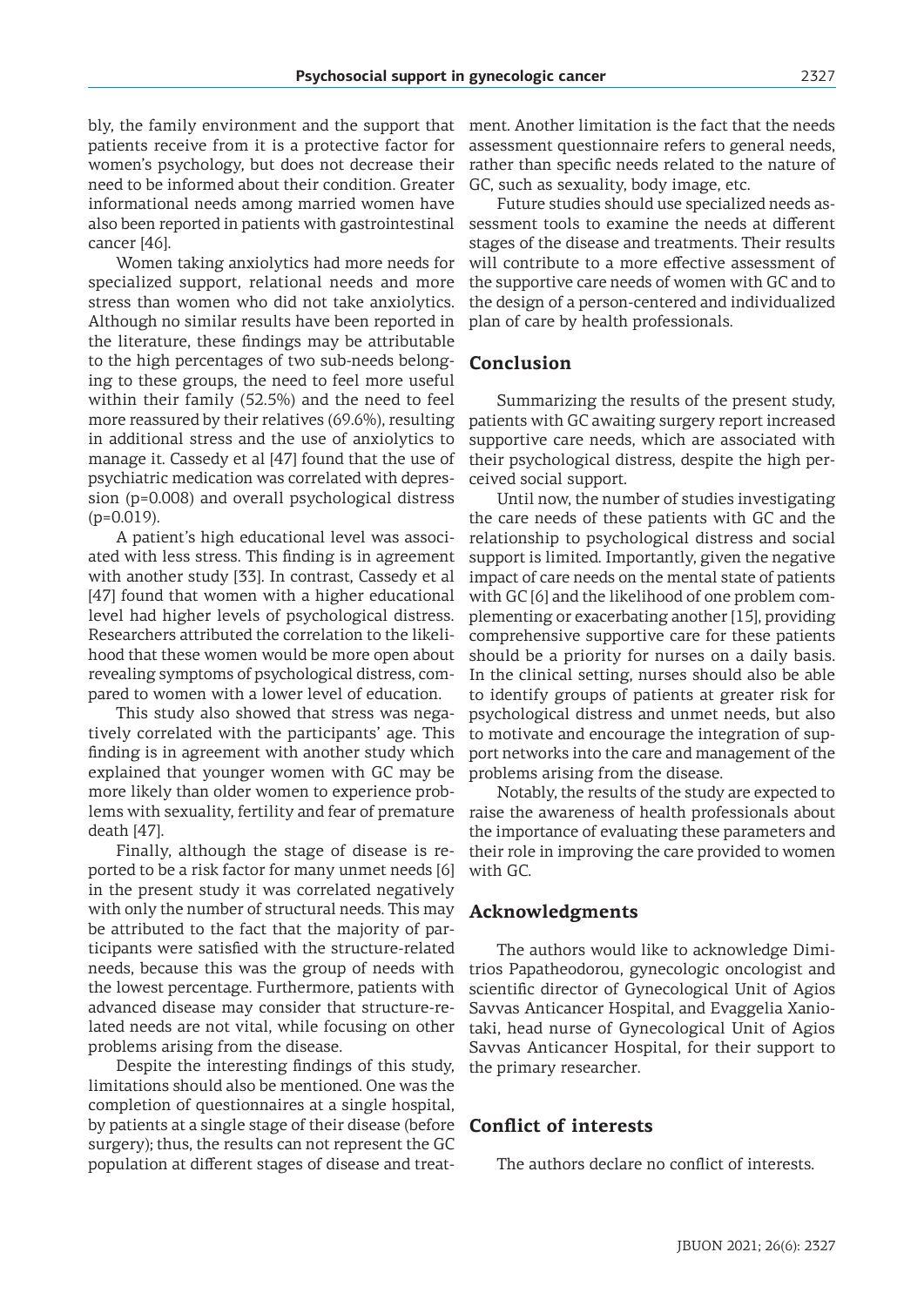bly, the family environment and the support that patients receive from it is a protective factor for women's psychology, but does not decrease their need to be informed about their condition. Greater informational needs among married women have also been reported in patients with gastrointestinal cancer [46].

Women taking anxiolytics had more needs for specialized support, relational needs and more stress than women who did not take anxiolytics. Although no similar results have been reported in the literature, these findings may be attributable to the high percentages of two sub-needs belonging to these groups, the need to feel more useful within their family (52.5%) and the need to feel more reassured by their relatives (69.6%), resulting in additional stress and the use of anxiolytics to manage it. Cassedy et al [47] found that the use of psychiatric medication was correlated with depression (p=0.008) and overall psychological distress (p=0.019).

A patient's high educational level was associated with less stress. This finding is in agreement with another study [33]. In contrast, Cassedy et al [47] found that women with a higher educational level had higher levels of psychological distress. Researchers attributed the correlation to the likelihood that these women would be more open about revealing symptoms of psychological distress, compared to women with a lower level of education.

This study also showed that stress was negatively correlated with the participants' age. This finding is in agreement with another study which explained that younger women with GC may be more likely than older women to experience problems with sexuality, fertility and fear of premature death [47].

Finally, although the stage of disease is reported to be a risk factor for many unmet needs [6] in the present study it was correlated negatively with only the number of structural needs. This may be attributed to the fact that the majority of participants were satisfied with the structure-related needs, because this was the group of needs with the lowest percentage. Furthermore, patients with advanced disease may consider that structure-related needs are not vital, while focusing on other problems arising from the disease.

Despite the interesting findings of this study, limitations should also be mentioned. One was the completion of questionnaires at a single hospital, by patients at a single stage of their disease (before surgery); thus, the results can not represent the GC population at different stages of disease and treatment. Another limitation is the fact that the needs assessment questionnaire refers to general needs, rather than specific needs related to the nature of GC, such as sexuality, body image, etc.

Future studies should use specialized needs assessment tools to examine the needs at different stages of the disease and treatments. Their results will contribute to a more effective assessment of the supportive care needs of women with GC and to the design of a person-centered and individualized plan of care by health professionals.

## Conclusion

Summarizing the results of the present study, patients with GC awaiting surgery report increased supportive care needs, which are associated with their psychological distress, despite the high perceived social support.

Until now, the number of studies investigating the care needs of these patients with GC and the relationship to psychological distress and social support is limited. Importantly, given the negative impact of care needs on the mental state of patients with GC [6] and the likelihood of one problem complementing or exacerbating another [15], providing comprehensive supportive care for these patients should be a priority for nurses on a daily basis. In the clinical setting, nurses should also be able to identify groups of patients at greater risk for psychological distress and unmet needs, but also to motivate and encourage the integration of support networks into the care and management of the problems arising from the disease.

Notably, the results of the study are expected to raise the awareness of health professionals about the importance of evaluating these parameters and their role in improving the care provided to women with GC.

## Acknowledgments

The authors would like to acknowledge Dimitrios Papatheodorou, gynecologic oncologist and scientific director of Gynecological Unit of Agios Savvas Anticancer Hospital, and Evaggelia Xaniotaki, head nurse of Gynecological Unit of Agios Savvas Anticancer Hospital, for their support to the primary researcher.

## Conflict of interests

The authors declare no conflict of interests.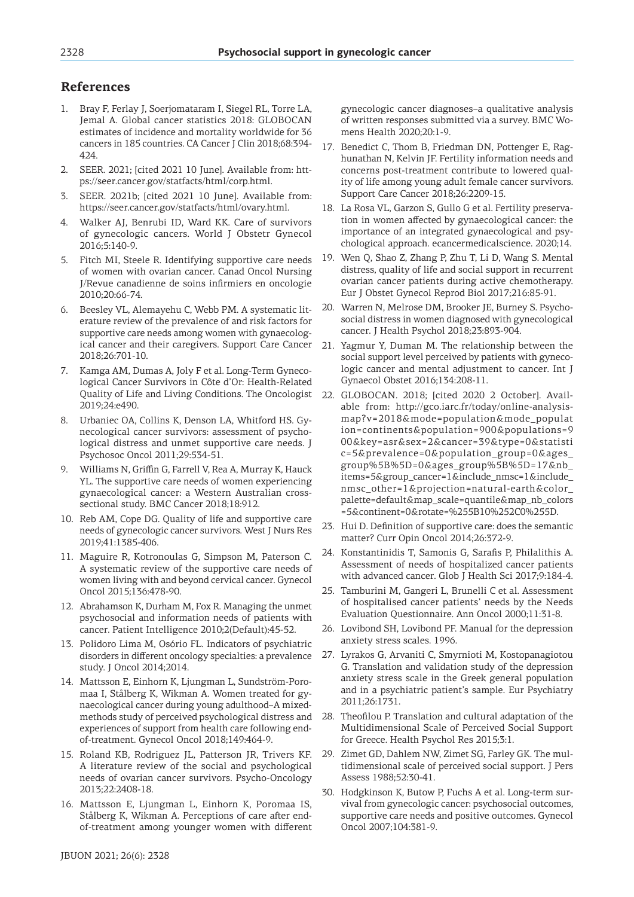## References

1. Bray F, Ferlay J, Soerjomataram I, Siegel RL, Torre LA, Jemal A. Global cancer statistics 2018: GLOBOCAN estimates of incidence and mortality worldwide for 36 cancers in 185 countries. CA Cancer J Clin 2018;68:394-424.
2. SEER. 2021; [cited 2021 10 June]. Available from: https://seer.cancer.gov/statfacts/html/corp.html.
3. SEER. 2021b; [cited 2021 10 June]. Available from: https://seer.cancer.gov/statfacts/html/ovary.html.
4. Walker AJ, Benrubi ID, Ward KK. Care of survivors of gynecologic cancers. World J Obstetr Gynecol 2016;5:140-9.
5. Fitch MI, Steele R. Identifying supportive care needs of women with ovarian cancer. Canad Oncol Nursing J/Revue canadienne de soins infirmiers en oncologie 2010;20:66-74.
6. Beesley VL, Alemayehu C, Webb PM. A systematic literature review of the prevalence of and risk factors for supportive care needs among women with gynaecological cancer and their caregivers. Support Care Cancer 2018;26:701-10.
7. Kamga AM, Dumas A, Joly F et al. Long-Term Gynecological Cancer Survivors in Côte d'Or: Health-Related Quality of Life and Living Conditions. The Oncologist 2019;24:e490.
8. Urbaniec OA, Collins K, Denson LA, Whitford HS. Gynecological cancer survivors: assessment of psychological distress and unmet supportive care needs. J Psychosoc Oncol 2011;29:534-51.
9. Williams N, Griffin G, Farrell V, Rea A, Murray K, Hauck YL. The supportive care needs of women experiencing gynaecological cancer: a Western Australian cross-sectional study. BMC Cancer 2018;18:912.
10. Reb AM, Cope DG. Quality of life and supportive care needs of gynecologic cancer survivors. West J Nurs Res 2019;41:1385-406.
11. Maguire R, Kotronoulas G, Simpson M, Paterson C. A systematic review of the supportive care needs of women living with and beyond cervical cancer. Gynecol Oncol 2015;136:478-90.
12. Abrahamson K, Durham M, Fox R. Managing the unmet psychosocial and information needs of patients with cancer. Patient Intelligence 2010;2(Default):45-52.
13. Polidoro Lima M, Osório FL. Indicators of psychiatric disorders in different oncology specialties: a prevalence study. J Oncol 2014;2014.
14. Mattsson E, Einhorn K, Ljungman L, Sundström-Poromaa I, Stålberg K, Wikman A. Women treated for gynaecological cancer during young adulthood–A mixed-methods study of perceived psychological distress and experiences of support from health care following end-of-treatment. Gynecol Oncol 2018;149:464-9.
15. Roland KB, Rodriguez JL, Patterson JR, Trivers KF. A literature review of the social and psychological needs of ovarian cancer survivors. Psycho-Oncology 2013;22:2408-18.
16. Mattsson E, Ljungman L, Einhorn K, Poromaa IS, Stålberg K, Wikman A. Perceptions of care after end-of-treatment among younger women with different gynecologic cancer diagnoses–a qualitative analysis of written responses submitted via a survey. BMC Womens Health 2020;20:1-9.
17. Benedict C, Thom B, Friedman DN, Pottenger E, Raghunathan N, Kelvin JF. Fertility information needs and concerns post-treatment contribute to lowered quality of life among young adult female cancer survivors. Support Care Cancer 2018;26:2209-15.
18. La Rosa VL, Garzon S, Gullo G et al. Fertility preservation in women affected by gynaecological cancer: the importance of an integrated gynaecological and psychological approach. ecancermedicalscience. 2020;14.
19. Wen Q, Shao Z, Zhang P, Zhu T, Li D, Wang S. Mental distress, quality of life and social support in recurrent ovarian cancer patients during active chemotherapy. Eur J Obstet Gynecol Reprod Biol 2017;216:85-91.
20. Warren N, Melrose DM, Brooker JE, Burney S. Psychosocial distress in women diagnosed with gynecological cancer. J Health Psychol 2018;23:893-904.
21. Yagmur Y, Duman M. The relationship between the social support level perceived by patients with gynecologic cancer and mental adjustment to cancer. Int J Gynaecol Obstet 2016;134:208-11.
22. GLOBOCAN. 2018; [cited 2020 2 October]. Available from: http://gco.iarc.fr/today/online-analysis-map?v=2018&mode=population&mode_population=continents&population=900&populations=900&key=asr&sex=2&cancer=39&type=0&statistic=5&prevalence=0&population_group=0&ages_group%5B%5D=0&ages_group%5B%5D=17&nb_items=5&group_cancer=1&include_nmsc=1&include_nmsc_other=1&projection=natural-earth&color_palette=default&map_scale=quantile&map_nb_colors=5&continent=0&rotate=%255B10%252C0%255D.
23. Hui D. Definition of supportive care: does the semantic matter? Curr Opin Oncol 2014;26:372-9.
24. Konstantinidis T, Samonis G, Sarafis P, Philalithis A. Assessment of needs of hospitalized cancer patients with advanced cancer. Glob J Health Sci 2017;9:184-4.
25. Tamburini M, Gangeri L, Brunelli C et al. Assessment of hospitalised cancer patients' needs by the Needs Evaluation Questionnaire. Ann Oncol 2000;11:31-8.
26. Lovibond SH, Lovibond PF. Manual for the depression anxiety stress scales. 1996.
27. Lyrakos G, Arvaniti C, Smyrnioti M, Kostopanagiotou G. Translation and validation study of the depression anxiety stress scale in the Greek general population and in a psychiatric patient's sample. Eur Psychiatry 2011;26:1731.
28. Theofilou P. Translation and cultural adaptation of the Multidimensional Scale of Perceived Social Support for Greece. Health Psychol Res 2015;3:1.
29. Zimet GD, Dahlem NW, Zimet SG, Farley GK. The multidimensional scale of perceived social support. J Pers Assess 1988;52:30-41.
30. Hodgkinson K, Butow P, Fuchs A et al. Long-term survival from gynecologic cancer: psychosocial outcomes, supportive care needs and positive outcomes. Gynecol Oncol 2007;104:381-9.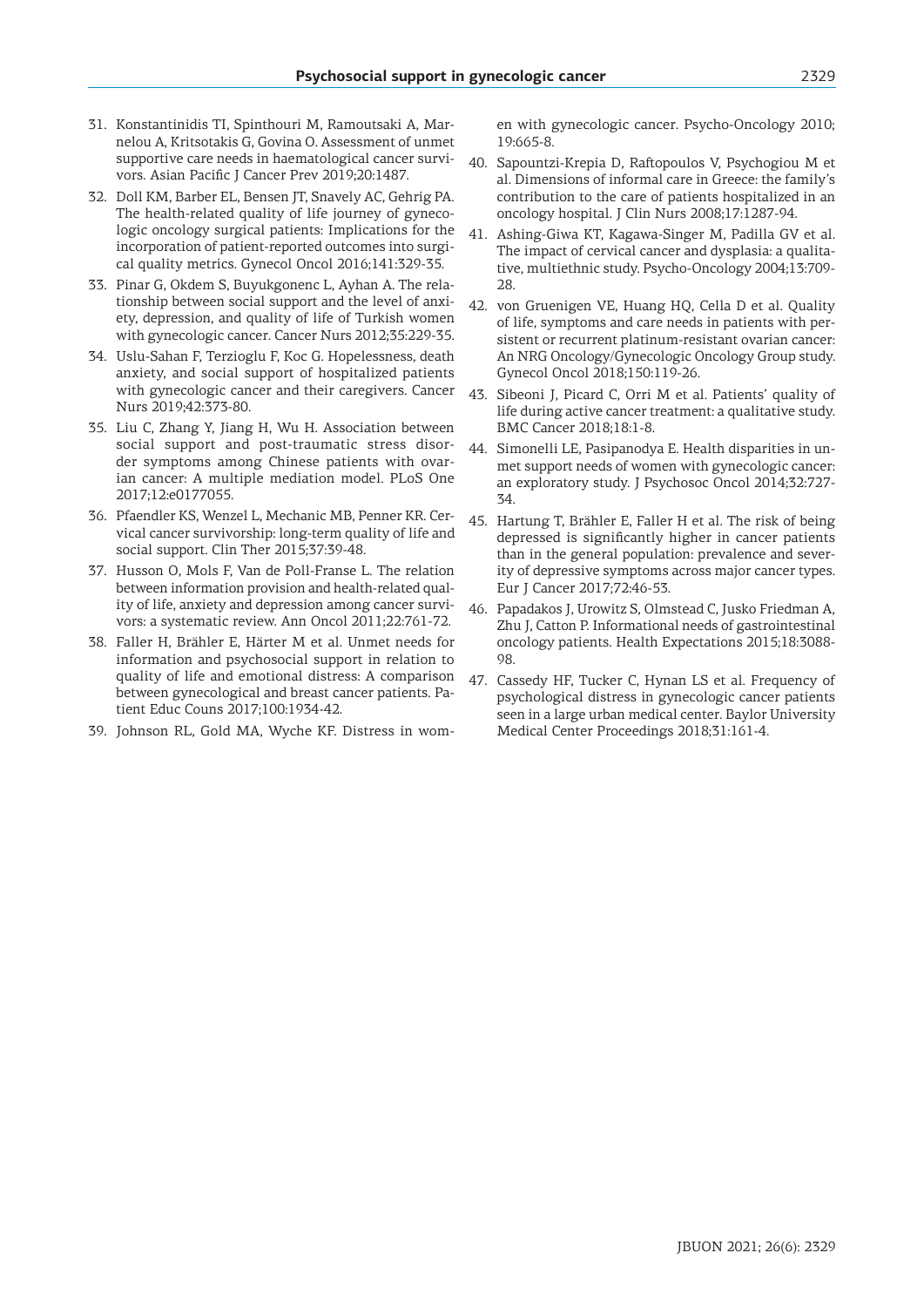31. Konstantinidis TI, Spinthouri M, Ramoutsaki A, Marnelou A, Kritsotakis G, Govina O. Assessment of unmet supportive care needs in haematological cancer survivors. Asian Pacific J Cancer Prev 2019;20:1487.
32. Doll KM, Barber EL, Bensen JT, Snavely AC, Gehrig PA. The health-related quality of life journey of gynecologic oncology surgical patients: Implications for the incorporation of patient-reported outcomes into surgical quality metrics. Gynecol Oncol 2016;141:329-35.
33. Pinar G, Okdem S, Buyukgonenc L, Ayhan A. The relationship between social support and the level of anxiety, depression, and quality of life of Turkish women with gynecologic cancer. Cancer Nurs 2012;35:229-35.
34. Uslu-Sahan F, Terzioglu F, Koc G. Hopelessness, death anxiety, and social support of hospitalized patients with gynecologic cancer and their caregivers. Cancer Nurs 2019;42:373-80.
35. Liu C, Zhang Y, Jiang H, Wu H. Association between social support and post-traumatic stress disorder symptoms among Chinese patients with ovarian cancer: A multiple mediation model. PLoS One 2017;12:e0177055.
36. Pfaendler KS, Wenzel L, Mechanic MB, Penner KR. Cervical cancer survivorship: long-term quality of life and social support. Clin Ther 2015;37:39-48.
37. Husson O, Mols F, Van de Poll-Franse L. The relation between information provision and health-related quality of life, anxiety and depression among cancer survivors: a systematic review. Ann Oncol 2011;22:761-72.
38. Faller H, Brähler E, Härter M et al. Unmet needs for information and psychosocial support in relation to quality of life and emotional distress: A comparison between gynecological and breast cancer patients. Patient Educ Couns 2017;100:1934-42.
39. Johnson RL, Gold MA, Wyche KF. Distress in women with gynecologic cancer. Psycho-Oncology 2010; 19:665-8.
40. Sapountzi-Krepia D, Raftopoulos V, Psychogiou M et al. Dimensions of informal care in Greece: the family's contribution to the care of patients hospitalized in an oncology hospital. J Clin Nurs 2008;17:1287-94.
41. Ashing-Giwa KT, Kagawa-Singer M, Padilla GV et al. The impact of cervical cancer and dysplasia: a qualitative, multiethnic study. Psycho-Oncology 2004;13:709-28.
42. von Gruenigen VE, Huang HQ, Cella D et al. Quality of life, symptoms and care needs in patients with persistent or recurrent platinum-resistant ovarian cancer: An NRG Oncology/Gynecologic Oncology Group study. Gynecol Oncol 2018;150:119-26.
43. Sibeoni J, Picard C, Orri M et al. Patients' quality of life during active cancer treatment: a qualitative study. BMC Cancer 2018;18:1-8.
44. Simonelli LE, Pasipanodya E. Health disparities in unmet support needs of women with gynecologic cancer: an exploratory study. J Psychosoc Oncol 2014;32:727-34.
45. Hartung T, Brähler E, Faller H et al. The risk of being depressed is significantly higher in cancer patients than in the general population: prevalence and severity of depressive symptoms across major cancer types. Eur J Cancer 2017;72:46-53.
46. Papadakos J, Urowitz S, Olmstead C, Jusko Friedman A, Zhu J, Catton P. Informational needs of gastrointestinal oncology patients. Health Expectations 2015;18:3088-98.
47. Cassedy HF, Tucker C, Hynan LS et al. Frequency of psychological distress in gynecologic cancer patients seen in a large urban medical center. Baylor University Medical Center Proceedings 2018;31:161-4.